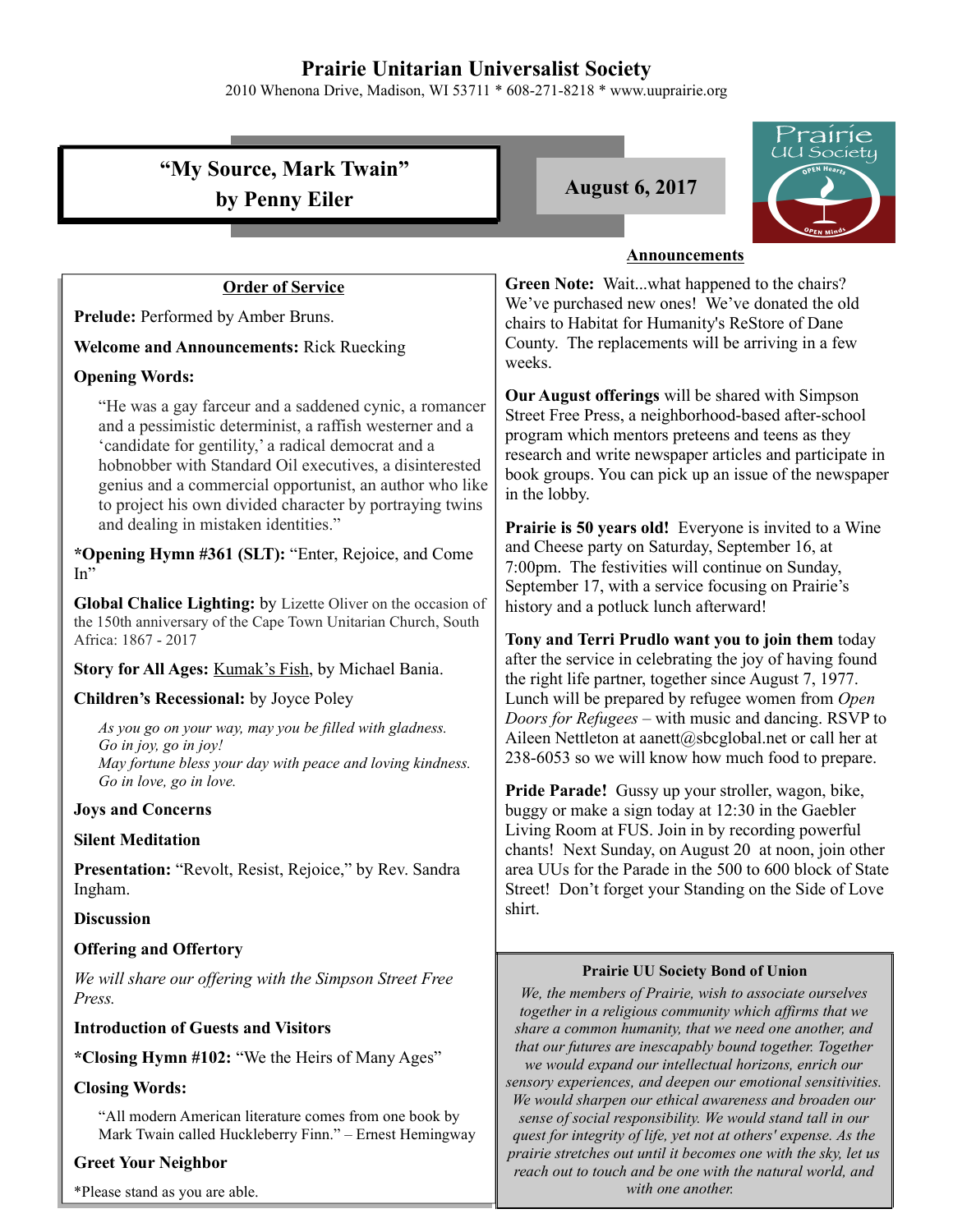# Prairie Unitarian Universalist Society

2010 Whenona Drive, Madison, WI 53711 * 608-271-8218 * www.uuprairie.org

## "My Source, Mark Twain" by Penny Eiler

**August 6, 2017**

### Order of Service

**Prelude:** Performed by Amber Bruns.

**Welcome and Announcements:** Rick Ruecking

**Opening Words:**

> "He was a gay farceur and a saddened cynic, a romancer and a pessimistic determinist, a raffish westerner and a 'candidate for gentility,' a radical democrat and a hobnobber with Standard Oil executives, a disinterested genius and a commercial opportunist, an author who like to project his own divided character by portraying twins and dealing in mistaken identities."

***Opening Hymn #361 (SLT):** "Enter, Rejoice, and Come In"

**Global Chalice Lighting:** by Lizette Oliver on the occasion of the 150th anniversary of the Cape Town Unitarian Church, South Africa: 1867 - 2017

**Story for All Ages:** Kumak's Fish, by Michael Bania.

**Children's Recessional:** by Joyce Poley

> *As you go on your way, may you be filled with gladness.*
> *Go in joy, go in joy!*
> *May fortune bless your day with peace and loving kindness.*
> *Go in love, go in love.*

**Joys and Concerns**

**Silent Meditation**

**Presentation:** "Revolt, Resist, Rejoice," by Rev. Sandra Ingham.

**Discussion**

**Offering and Offertory**

*We will share our offering with the Simpson Street Free Press.*

**Introduction of Guests and Visitors**

***Closing Hymn #102:** "We the Heirs of Many Ages"

**Closing Words:**

> "All modern American literature comes from one book by Mark Twain called Huckleberry Finn." – Ernest Hemingway

**Greet Your Neighbor**

*Please stand as you are able.

### Announcements

**Green Note:** Wait...what happened to the chairs? We've purchased new ones! We've donated the old chairs to Habitat for Humanity's ReStore of Dane County. The replacements will be arriving in a few weeks.

**Our August offerings** will be shared with Simpson Street Free Press, a neighborhood-based after-school program which mentors preteens and teens as they research and write newspaper articles and participate in book groups. You can pick up an issue of the newspaper in the lobby.

**Prairie is 50 years old!** Everyone is invited to a Wine and Cheese party on Saturday, September 16, at 7:00pm. The festivities will continue on Sunday, September 17, with a service focusing on Prairie's history and a potluck lunch afterward!

**Tony and Terri Prudlo want you to join them** today after the service in celebrating the joy of having found the right life partner, together since August 7, 1977. Lunch will be prepared by refugee women from *Open Doors for Refugees* – with music and dancing. RSVP to Aileen Nettleton at aanett@sbcglobal.net or call her at 238-6053 so we will know how much food to prepare.

**Pride Parade!** Gussy up your stroller, wagon, bike, buggy or make a sign today at 12:30 in the Gaebler Living Room at FUS. Join in by recording powerful chants! Next Sunday, on August 20 at noon, join other area UUs for the Parade in the 500 to 600 block of State Street! Don't forget your Standing on the Side of Love shirt.

#### Prairie UU Society Bond of Union

*We, the members of Prairie, wish to associate ourselves together in a religious community which affirms that we share a common humanity, that we need one another, and that our futures are inescapably bound together. Together we would expand our intellectual horizons, enrich our sensory experiences, and deepen our emotional sensitivities. We would sharpen our ethical awareness and broaden our sense of social responsibility. We would stand tall in our quest for integrity of life, yet not at others' expense. As the prairie stretches out until it becomes one with the sky, let us reach out to touch and be one with the natural world, and with one another.*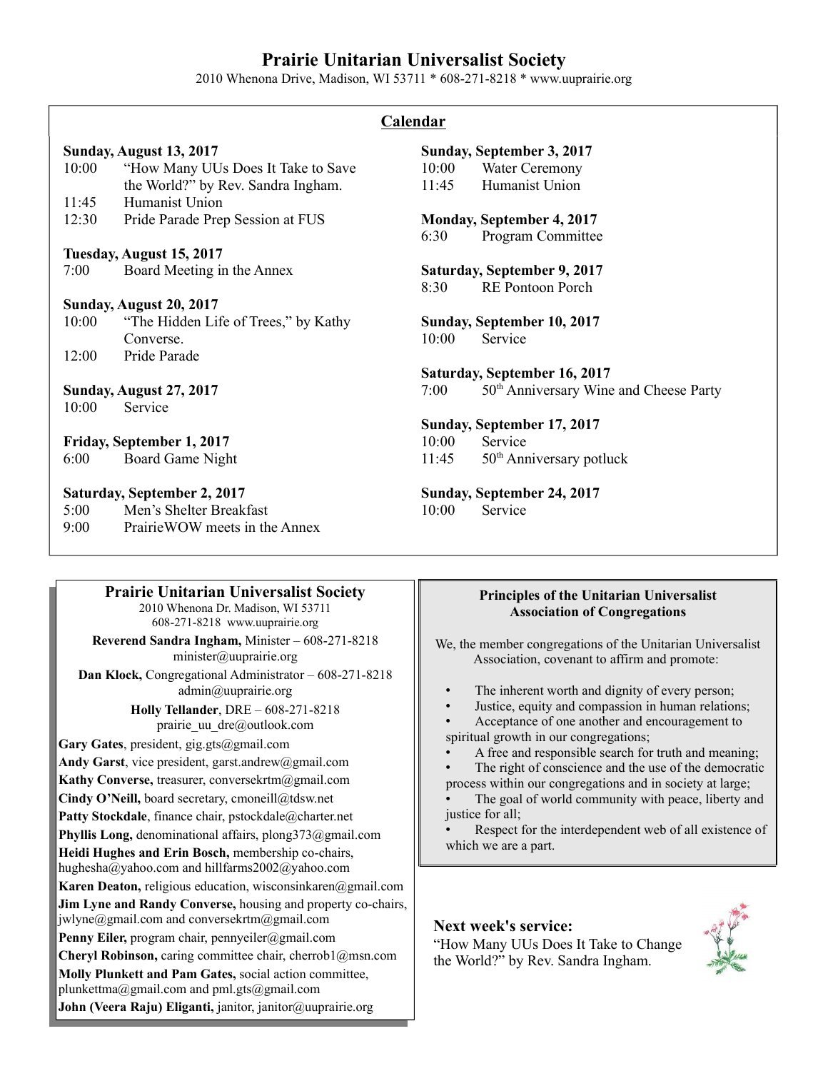# Prairie Unitarian Universalist Society

2010 Whenona Drive, Madison, WI 53711 * 608-271-8218 * www.uuprairie.org

## Calendar

**Sunday, August 13, 2017**
10:00 "How Many UUs Does It Take to Save the World?" by Rev. Sandra Ingham.
11:45 Humanist Union
12:30 Pride Parade Prep Session at FUS

**Tuesday, August 15, 2017**
7:00 Board Meeting in the Annex

**Sunday, August 20, 2017**
10:00 "The Hidden Life of Trees," by Kathy Converse.
12:00 Pride Parade

**Sunday, August 27, 2017**
10:00 Service

**Friday, September 1, 2017**
6:00 Board Game Night

**Saturday, September 2, 2017**
5:00 Men's Shelter Breakfast
9:00 PrairieWOW meets in the Annex

**Sunday, September 3, 2017**
10:00 Water Ceremony
11:45 Humanist Union

**Monday, September 4, 2017**
6:30 Program Committee

**Saturday, September 9, 2017**
8:30 RE Pontoon Porch

**Sunday, September 10, 2017**
10:00 Service

**Saturday, September 16, 2017**
7:00 50th Anniversary Wine and Cheese Party

**Sunday, September 17, 2017**
10:00 Service
11:45 50th Anniversary potluck

**Sunday, September 24, 2017**
10:00 Service

### Prairie Unitarian Universalist Society

2010 Whenona Dr. Madison, WI 53711
608-271-8218 www.uuprairie.org

**Reverend Sandra Ingham,** Minister – 608-271-8218
minister@uuprairie.org

**Dan Klock,** Congregational Administrator – 608-271-8218
admin@uuprairie.org

**Holly Tellander**, DRE – 608-271-8218
prairie_uu_dre@outlook.com

**Gary Gates**, president, gig.gts@gmail.com
**Andy Garst**, vice president, garst.andrew@gmail.com
**Kathy Converse,** treasurer, conversekrtm@gmail.com
**Cindy O'Neill,** board secretary, cmoneill@tdsw.net
**Patty Stockdale**, finance chair, pstockdale@charter.net
**Phyllis Long,** denominational affairs, plong373@gmail.com
**Heidi Hughes and Erin Bosch,** membership co-chairs, hughesha@yahoo.com and hillfarms2002@yahoo.com
**Karen Deaton,** religious education, wisconsinkaren@gmail.com
**Jim Lyne and Randy Converse,** housing and property co-chairs, jwlyne@gmail.com and conversekrtm@gmail.com
**Penny Eiler,** program chair, pennyeiler@gmail.com
**Cheryl Robinson,** caring committee chair, cherrob1@msn.com
**Molly Plunkett and Pam Gates,** social action committee, plunkettma@gmail.com and pml.gts@gmail.com
**John (Veera Raju) Eliganti,** janitor, janitor@uuprairie.org

### Principles of the Unitarian Universalist Association of Congregations

We, the member congregations of the Unitarian Universalist Association, covenant to affirm and promote:

- The inherent worth and dignity of every person;
- Justice, equity and compassion in human relations;
- Acceptance of one another and encouragement to spiritual growth in our congregations;
- A free and responsible search for truth and meaning;
- The right of conscience and the use of the democratic process within our congregations and in society at large;
- The goal of world community with peace, liberty and justice for all;
- Respect for the interdependent web of all existence of which we are a part.

**Next week's service:**
"How Many UUs Does It Take to Change the World?" by Rev. Sandra Ingham.